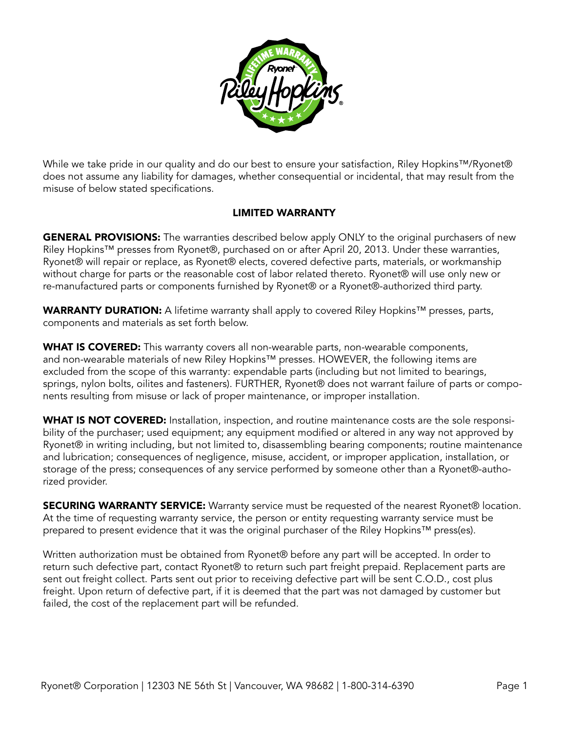While we take pride in our quality and do our best to ensure your satisfaction, Riley Hopkins™/Ryonet® does not assume any liability for damages, whether consequential or incidental, that may result from the misuse of below stated specifications.

## LIMITED WARRANTY

**GENERAL PROVISIONS:** The warranties described below apply ONLY to the original purchasers of new Riley Hopkins™ presses from Ryonet®, purchased on or after April 20, 2013. Under these warranties, Ryonet® will repair or replace, as Ryonet® elects, covered defective parts, materials, or workmanship without charge for parts or the reasonable cost of labor related thereto. Ryonet® will use only new or re-manufactured parts or components furnished by Ryonet® or a Ryonet®-authorized third party.

**WARRANTY DURATION:** A lifetime warranty shall apply to covered Riley Hopkins™ presses, parts, components and materials as set forth below.

**WHAT IS COVERED:** This warranty covers all non-wearable parts, non-wearable components, and non-wearable materials of new Riley Hopkins™ presses. HOWEVER, the following items are excluded from the scope of this warranty: expendable parts (including but not limited to bearings, springs, nylon bolts, oilites and fasteners). FURTHER, Ryonet® does not warrant failure of parts or components resulting from misuse or lack of proper maintenance, or improper installation.

**WHAT IS NOT COVERED:** Installation, inspection, and routine maintenance costs are the sole responsibility of the purchaser; used equipment; any equipment modified or altered in any way not approved by Ryonet® in writing including, but not limited to, disassembling bearing components; routine maintenance and lubrication; consequences of negligence, misuse, accident, or improper application, installation, or storage of the press; consequences of any service performed by someone other than a Ryonet®-authorized provider.

**SECURING WARRANTY SERVICE:** Warranty service must be requested of the nearest Ryonet® location. At the time of requesting warranty service, the person or entity requesting warranty service must be prepared to present evidence that it was the original purchaser of the Riley Hopkins™ press(es).

Written authorization must be obtained from Ryonet® before any part will be accepted. In order to return such defective part, contact Ryonet® to return such part freight prepaid. Replacement parts are sent out freight collect. Parts sent out prior to receiving defective part will be sent C.O.D., cost plus freight. Upon return of defective part, if it is deemed that the part was not damaged by customer but failed, the cost of the replacement part will be refunded.

Ryonet® Corporation | 12303 NE 56th St | Vancouver, WA 98682 | 1-800-314-6390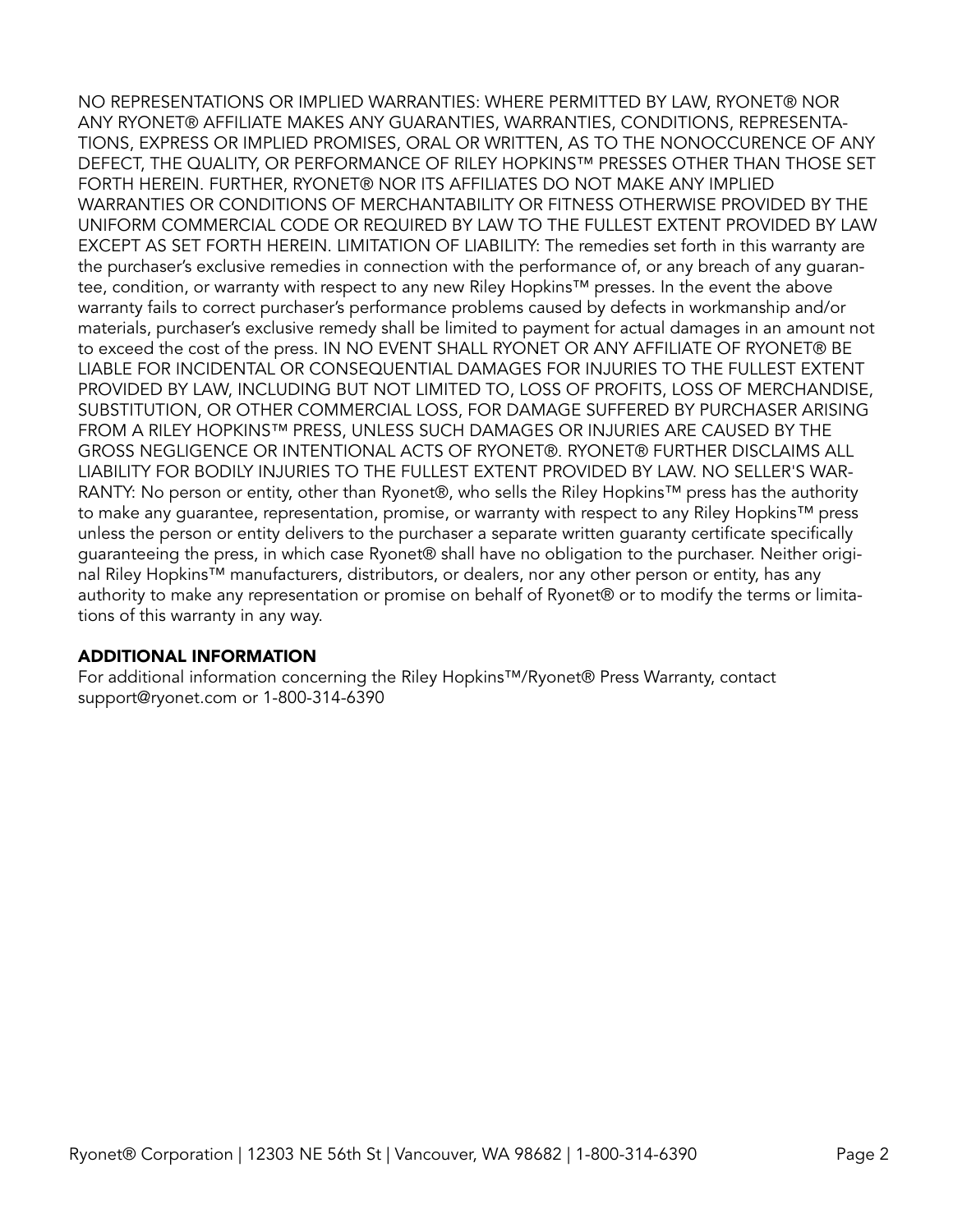NO REPRESENTATIONS OR IMPLIED WARRANTIES: WHERE PERMITTED BY LAW, RYONET® NOR ANY RYONET® AFFILIATE MAKES ANY GUARANTIES, WARRANTIES, CONDITIONS, REPRESENTATIONS, EXPRESS OR IMPLIED PROMISES, ORAL OR WRITTEN, AS TO THE NONOCCURENCE OF ANY DEFECT, THE QUALITY, OR PERFORMANCE OF RILEY HOPKINS™ PRESSES OTHER THAN THOSE SET FORTH HEREIN. FURTHER, RYONET® NOR ITS AFFILIATES DO NOT MAKE ANY IMPLIED WARRANTIES OR CONDITIONS OF MERCHANTABILITY OR FITNESS OTHERWISE PROVIDED BY THE UNIFORM COMMERCIAL CODE OR REQUIRED BY LAW TO THE FULLEST EXTENT PROVIDED BY LAW EXCEPT AS SET FORTH HEREIN. LIMITATION OF LIABILITY: The remedies set forth in this warranty are the purchaser's exclusive remedies in connection with the performance of, or any breach of any guarantee, condition, or warranty with respect to any new Riley Hopkins™ presses. In the event the above warranty fails to correct purchaser's performance problems caused by defects in workmanship and/or materials, purchaser's exclusive remedy shall be limited to payment for actual damages in an amount not to exceed the cost of the press. IN NO EVENT SHALL RYONET OR ANY AFFILIATE OF RYONET® BE LIABLE FOR INCIDENTAL OR CONSEQUENTIAL DAMAGES FOR INJURIES TO THE FULLEST EXTENT PROVIDED BY LAW, INCLUDING BUT NOT LIMITED TO, LOSS OF PROFITS, LOSS OF MERCHANDISE, SUBSTITUTION, OR OTHER COMMERCIAL LOSS, FOR DAMAGE SUFFERED BY PURCHASER ARISING FROM A RILEY HOPKINS™ PRESS, UNLESS SUCH DAMAGES OR INJURIES ARE CAUSED BY THE GROSS NEGLIGENCE OR INTENTIONAL ACTS OF RYONET®. RYONET® FURTHER DISCLAIMS ALL LIABILITY FOR BODILY INJURIES TO THE FULLEST EXTENT PROVIDED BY LAW. NO SELLER'S WARRANTY: No person or entity, other than Ryonet®, who sells the Riley Hopkins™ press has the authority to make any guarantee, representation, promise, or warranty with respect to any Riley Hopkins™ press unless the person or entity delivers to the purchaser a separate written guaranty certificate specifically guaranteeing the press, in which case Ryonet® shall have no obligation to the purchaser. Neither original Riley Hopkins™ manufacturers, distributors, or dealers, nor any other person or entity, has any authority to make any representation or promise on behalf of Ryonet® or to modify the terms or limitations of this warranty in any way.

## ADDITIONAL INFORMATION

For additional information concerning the Riley Hopkins™/Ryonet® Press Warranty, contact support@ryonet.com or 1-800-314-6390